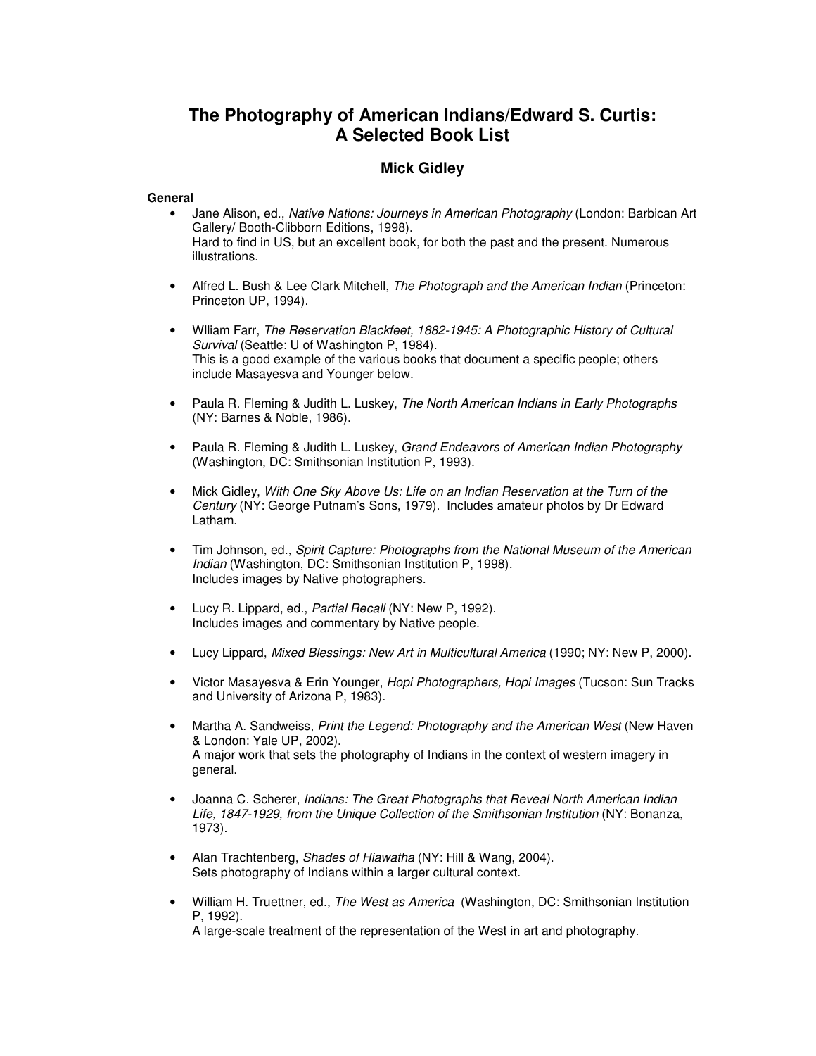# The Photography of American Indians/Edward S. Curtis: A Selected Book List

## Mick Gidley

### General

- Jane Alison, ed., *Native Nations: Journeys in American Photography* (London: Barbican Art Gallery/ Booth-Clibborn Editions, 1998).
  Hard to find in US, but an excellent book, for both the past and the present. Numerous illustrations.

- Alfred L. Bush & Lee Clark Mitchell, *The Photograph and the American Indian* (Princeton: Princeton UP, 1994).

- Wlliam Farr, *The Reservation Blackfeet, 1882-1945: A Photographic History of Cultural Survival* (Seattle: U of Washington P, 1984).
  This is a good example of the various books that document a specific people; others include Masayesva and Younger below.

- Paula R. Fleming & Judith L. Luskey, *The North American Indians in Early Photographs* (NY: Barnes & Noble, 1986).

- Paula R. Fleming & Judith L. Luskey, *Grand Endeavors of American Indian Photography* (Washington, DC: Smithsonian Institution P, 1993).

- Mick Gidley, *With One Sky Above Us: Life on an Indian Reservation at the Turn of the Century* (NY: George Putnam's Sons, 1979). Includes amateur photos by Dr Edward Latham.

- Tim Johnson, ed., *Spirit Capture: Photographs from the National Museum of the American Indian* (Washington, DC: Smithsonian Institution P, 1998).
  Includes images by Native photographers.

- Lucy R. Lippard, ed., *Partial Recall* (NY: New P, 1992).
  Includes images and commentary by Native people.

- Lucy Lippard, *Mixed Blessings: New Art in Multicultural America* (1990; NY: New P, 2000).

- Victor Masayesva & Erin Younger, *Hopi Photographers, Hopi Images* (Tucson: Sun Tracks and University of Arizona P, 1983).

- Martha A. Sandweiss, *Print the Legend: Photography and the American West* (New Haven & London: Yale UP, 2002).
  A major work that sets the photography of Indians in the context of western imagery in general.

- Joanna C. Scherer, *Indians: The Great Photographs that Reveal North American Indian Life, 1847-1929, from the Unique Collection of the Smithsonian Institution* (NY: Bonanza, 1973).

- Alan Trachtenberg, *Shades of Hiawatha* (NY: Hill & Wang, 2004).
  Sets photography of Indians within a larger cultural context.

- William H. Truettner, ed., *The West as America* (Washington, DC: Smithsonian Institution P, 1992).
  A large-scale treatment of the representation of the West in art and photography.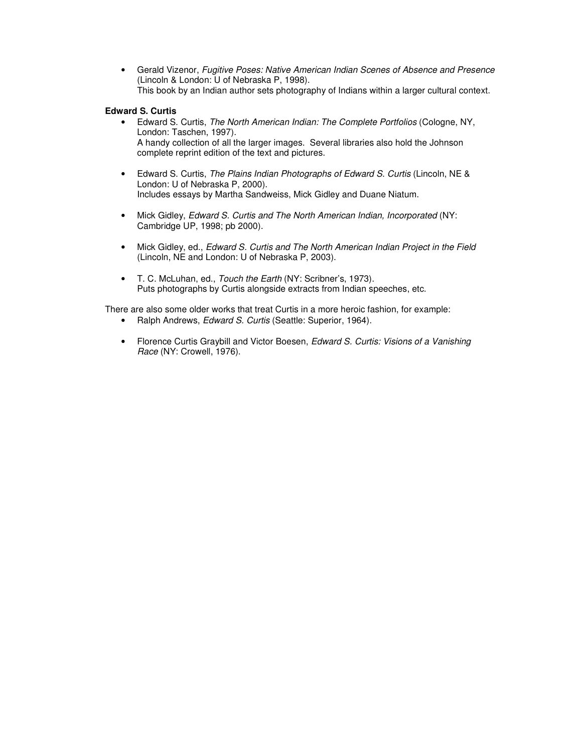- Gerald Vizenor, *Fugitive Poses: Native American Indian Scenes of Absence and Presence* (Lincoln & London: U of Nebraska P, 1998).
  This book by an Indian author sets photography of Indians within a larger cultural context.

**Edward S. Curtis**

- Edward S. Curtis, *The North American Indian: The Complete Portfolios* (Cologne, NY, London: Taschen, 1997).
  A handy collection of all the larger images. Several libraries also hold the Johnson complete reprint edition of the text and pictures.

- Edward S. Curtis, *The Plains Indian Photographs of Edward S. Curtis* (Lincoln, NE & London: U of Nebraska P, 2000).
  Includes essays by Martha Sandweiss, Mick Gidley and Duane Niatum.

- Mick Gidley, *Edward S. Curtis and The North American Indian, Incorporated* (NY: Cambridge UP, 1998; pb 2000).

- Mick Gidley, ed., *Edward S. Curtis and The North American Indian Project in the Field* (Lincoln, NE and London: U of Nebraska P, 2003).

- T. C. McLuhan, ed., *Touch the Earth* (NY: Scribner's, 1973).
  Puts photographs by Curtis alongside extracts from Indian speeches, etc.

There are also some older works that treat Curtis in a more heroic fashion, for example:

- Ralph Andrews, *Edward S. Curtis* (Seattle: Superior, 1964).

- Florence Curtis Graybill and Victor Boesen, *Edward S. Curtis: Visions of a Vanishing Race* (NY: Crowell, 1976).